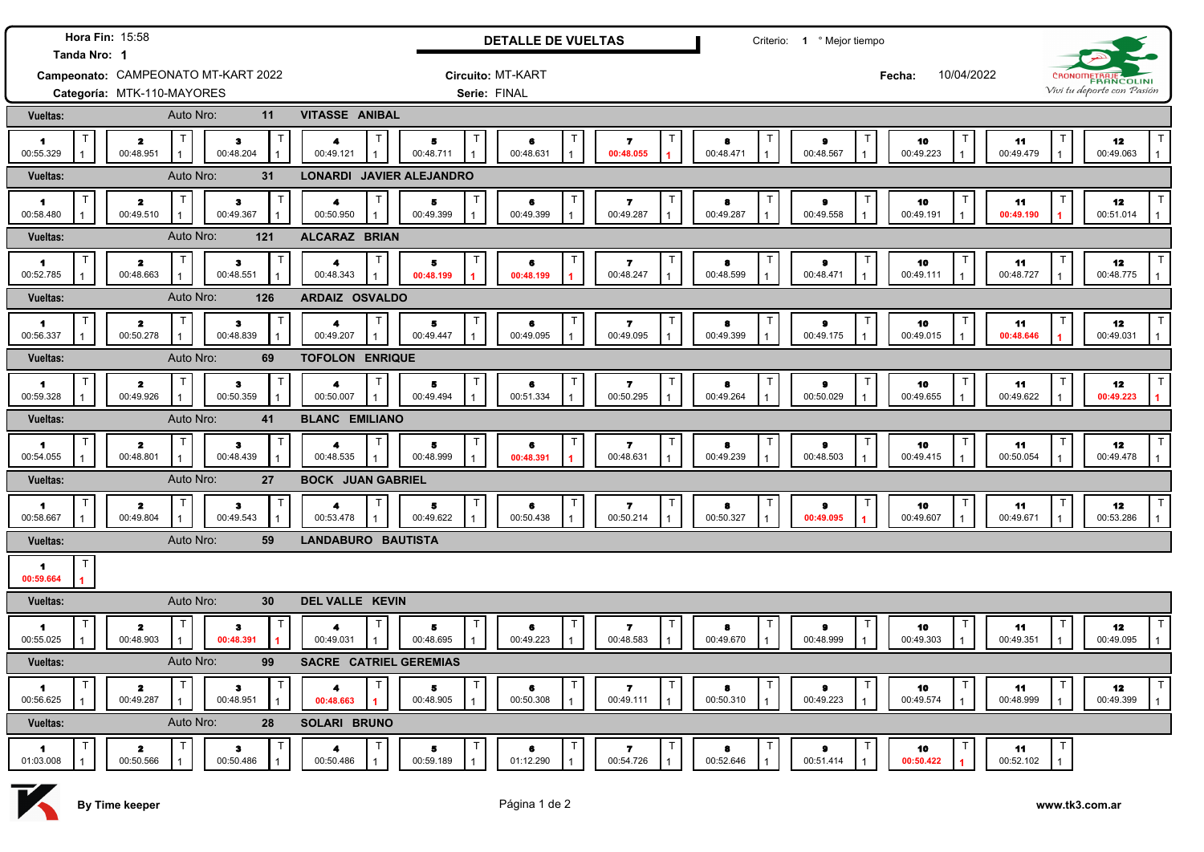**Hora Fin:** 15:58
**Tanda Nro:** 1

## DETALLE DE VUELTAS

Criterio: 1 ° Mejor tiempo

**Campeonato:** CAMPEONATO MT-KART 2022
**Categoría:** MTK-110-MAYORES

**Circuito:** MT-KART
**Serie:** FINAL

**Fecha:** 10/04/2022

CRONOMETRAJE FRANCOLINI
*Vivi tu deporte con Pasión*

**Vueltas:** Auto Nro: 11 **VITASSE ANIBAL**

| 1 | 2 | 3 | 4 | 5 | 6 | 7 | 8 | 9 | 10 | 11 | 12 |
|---|---|---|---|---|---|---|---|---|---|---|---|
| 00:55.329 | 00:48.951 | 00:48.204 | 00:49.121 | 00:48.711 | 00:48.631 | **00:48.055** | 00:48.471 | 00:48.567 | 00:49.223 | 00:49.479 | 00:49.063 |

**Vueltas:** Auto Nro: 31 **LONARDI JAVIER ALEJANDRO**

| 1 | 2 | 3 | 4 | 5 | 6 | 7 | 8 | 9 | 10 | 11 | 12 |
|---|---|---|---|---|---|---|---|---|---|---|---|
| 00:58.480 | 00:49.510 | 00:49.367 | 00:50.950 | 00:49.399 | 00:49.399 | 00:49.287 | 00:49.287 | 00:49.558 | 00:49.191 | **00:49.190** | 00:51.014 |

**Vueltas:** Auto Nro: 121 **ALCARAZ BRIAN**

| 1 | 2 | 3 | 4 | 5 | 6 | 7 | 8 | 9 | 10 | 11 | 12 |
|---|---|---|---|---|---|---|---|---|---|---|---|
| 00:52.785 | 00:48.663 | 00:48.551 | 00:48.343 | **00:48.199** | **00:48.199** | 00:48.247 | 00:48.599 | 00:48.471 | 00:49.111 | 00:48.727 | 00:48.775 |

**Vueltas:** Auto Nro: 126 **ARDAIZ OSVALDO**

| 1 | 2 | 3 | 4 | 5 | 6 | 7 | 8 | 9 | 10 | 11 | 12 |
|---|---|---|---|---|---|---|---|---|---|---|---|
| 00:56.337 | 00:50.278 | 00:48.839 | 00:49.207 | 00:49.447 | 00:49.095 | 00:49.095 | 00:49.399 | 00:49.175 | 00:49.015 | **00:48.646** | 00:49.031 |

**Vueltas:** Auto Nro: 69 **TOFOLON ENRIQUE**

| 1 | 2 | 3 | 4 | 5 | 6 | 7 | 8 | 9 | 10 | 11 | 12 |
|---|---|---|---|---|---|---|---|---|---|---|---|
| 00:59.328 | 00:49.926 | 00:50.359 | 00:50.007 | 00:49.494 | 00:51.334 | 00:50.295 | 00:49.264 | 00:50.029 | 00:49.655 | 00:49.622 | **00:49.223** |

**Vueltas:** Auto Nro: 41 **BLANC EMILIANO**

| 1 | 2 | 3 | 4 | 5 | 6 | 7 | 8 | 9 | 10 | 11 | 12 |
|---|---|---|---|---|---|---|---|---|---|---|---|
| 00:54.055 | 00:48.801 | 00:48.439 | 00:48.535 | 00:48.999 | **00:48.391** | 00:48.631 | 00:49.239 | 00:48.503 | 00:49.415 | 00:50.054 | 00:49.478 |

**Vueltas:** Auto Nro: 27 **BOCK JUAN GABRIEL**

| 1 | 2 | 3 | 4 | 5 | 6 | 7 | 8 | 9 | 10 | 11 | 12 |
|---|---|---|---|---|---|---|---|---|---|---|---|
| 00:58.667 | 00:49.804 | 00:49.543 | 00:53.478 | 00:49.622 | 00:50.438 | 00:50.214 | 00:50.327 | **00:49.095** | 00:49.607 | 00:49.671 | 00:53.286 |

**Vueltas:** Auto Nro: 59 **LANDABURO BAUTISTA**

| 1 |
|---|
| **00:59.664** |

**Vueltas:** Auto Nro: 30 **DEL VALLE KEVIN**

| 1 | 2 | 3 | 4 | 5 | 6 | 7 | 8 | 9 | 10 | 11 | 12 |
|---|---|---|---|---|---|---|---|---|---|---|---|
| 00:55.025 | 00:48.903 | **00:48.391** | 00:49.031 | 00:48.695 | 00:49.223 | 00:48.583 | 00:49.670 | 00:48.999 | 00:49.303 | 00:49.351 | 00:49.095 |

**Vueltas:** Auto Nro: 99 **SACRE CATRIEL GEREMIAS**

| 1 | 2 | 3 | 4 | 5 | 6 | 7 | 8 | 9 | 10 | 11 | 12 |
|---|---|---|---|---|---|---|---|---|---|---|---|
| 00:56.625 | 00:49.287 | 00:48.951 | **00:48.663** | 00:48.905 | 00:50.308 | 00:49.111 | 00:50.310 | 00:49.223 | 00:49.574 | 00:48.999 | 00:49.399 |

**Vueltas:** Auto Nro: 28 **SOLARI BRUNO**

| 1 | 2 | 3 | 4 | 5 | 6 | 7 | 8 | 9 | 10 | 11 |
|---|---|---|---|---|---|---|---|---|---|---|
| 01:03.008 | 00:50.566 | 00:50.486 | 00:50.486 | 00:59.189 | 01:12.290 | 00:54.726 | 00:52.646 | 00:51.414 | **00:50.422** | 00:52.102 |

By Time keeper

www.tk3.com.ar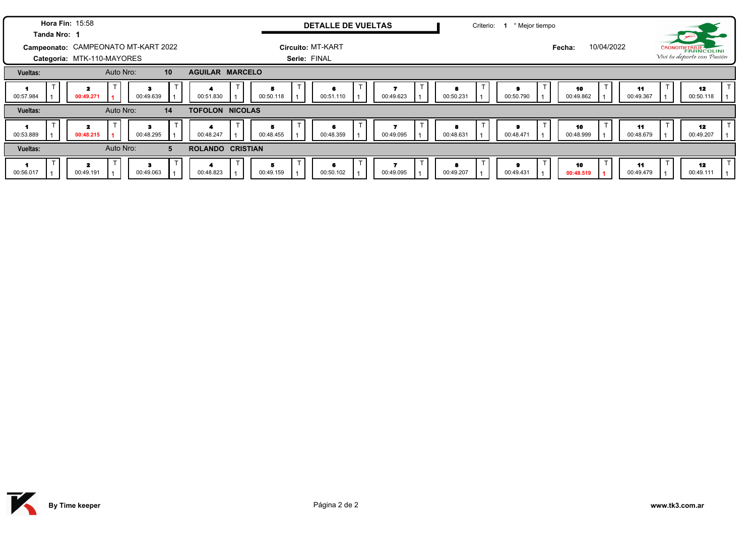**Hora Fin:** 15:58

**Tanda Nro:** 1

## DETALLE DE VUELTAS

Criterio: 1 ° Mejor tiempo

**Campeonato:** CAMPEONATO MT-KART 2022

**Categoría:** MTK-110-MAYORES

**Circuito:** MT-KART

**Serie:** FINAL

**Fecha:** 10/04/2022

CRONOMETRAJE FRANCOLINI
*Viví tu deporte con Pasión*

**Vueltas:** Auto Nro: 10 **AGUILAR MARCELO**

| Vuelta | Tiempo | T |
|---|---|---|
| 1 | 00:57.984 | 1 |
| 2 | **00:49.271** | **1** |
| 3 | 00:49.639 | 1 |
| 4 | 00:51.830 | 1 |
| 5 | 00:50.118 | 1 |
| 6 | 00:51.110 | 1 |
| 7 | 00:49.623 | 1 |
| 8 | 00:50.231 | 1 |
| 9 | 00:50.790 | 1 |
| 10 | 00:49.862 | 1 |
| 11 | 00:49.367 | 1 |
| 12 | 00:50.118 | 1 |

**Vueltas:** Auto Nro: 14 **TOFOLON NICOLAS**

| Vuelta | Tiempo | T |
|---|---|---|
| 1 | 00:53.889 | 1 |
| 2 | **00:48.215** | **1** |
| 3 | 00:48.295 | 1 |
| 4 | 00:48.247 | 1 |
| 5 | 00:48.455 | 1 |
| 6 | 00:48.359 | 1 |
| 7 | 00:49.095 | 1 |
| 8 | 00:48.631 | 1 |
| 9 | 00:48.471 | 1 |
| 10 | 00:48.999 | 1 |
| 11 | 00:48.679 | 1 |
| 12 | 00:49.207 | 1 |

**Vueltas:** Auto Nro: 5 **ROLANDO CRISTIAN**

| Vuelta | Tiempo | T |
|---|---|---|
| 1 | 00:56.017 | 1 |
| 2 | 00:49.191 | 1 |
| 3 | 00:49.063 | 1 |
| 4 | 00:48.823 | 1 |
| 5 | 00:49.159 | 1 |
| 6 | 00:50.102 | 1 |
| 7 | 00:49.095 | 1 |
| 8 | 00:49.207 | 1 |
| 9 | 00:49.431 | 1 |
| 10 | **00:48.519** | **1** |
| 11 | 00:49.479 | 1 |
| 12 | 00:49.111 | 1 |

**By Time keeper**

www.tk3.com.ar